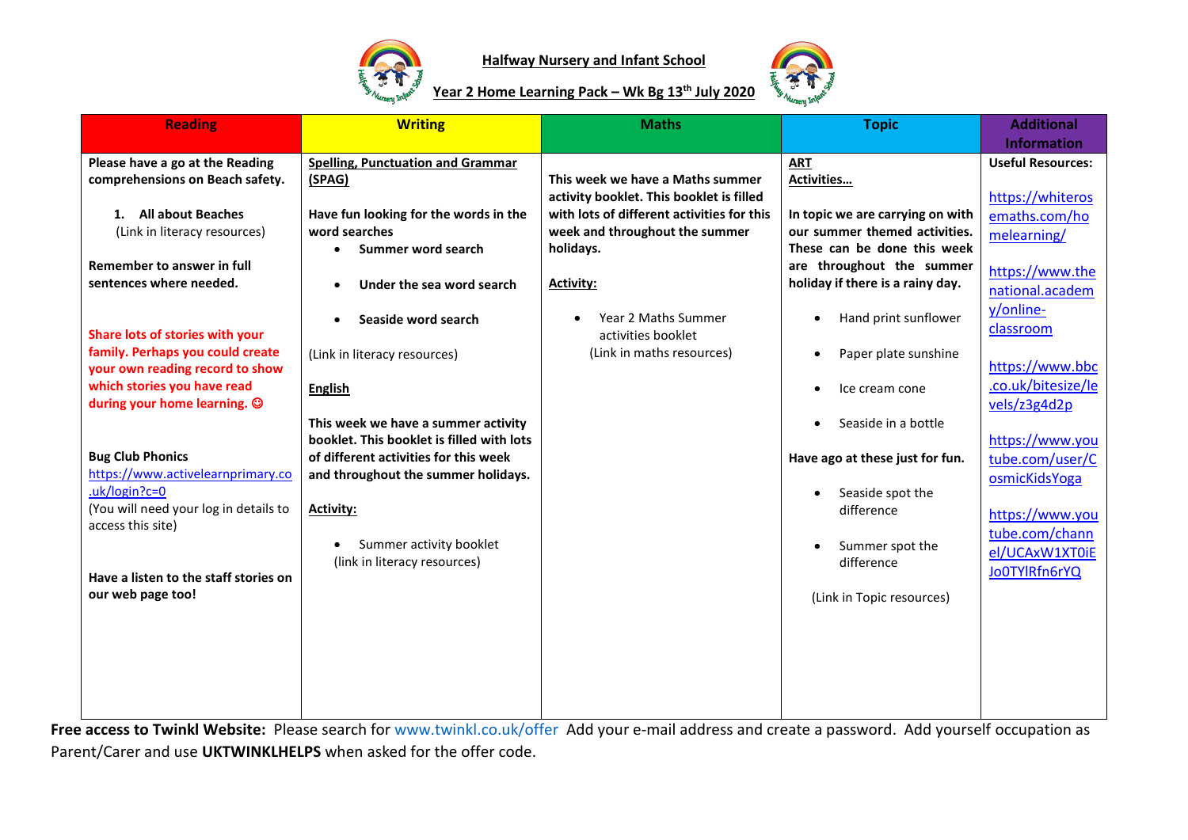# Halfway Nursery and Infant School

## Year 2 Home Learning Pack – Wk Bg 13th July 2020

| Reading | Writing | Maths | Topic | Additional Information |
|---|---|---|---|---|
| **Please have a go at the Reading comprehensions on Beach safety.**<br><br>**1. All about Beaches**<br>(Link in literacy resources)<br><br>**Remember to answer in full sentences where needed.**<br><br>**Share lots of stories with your family. Perhaps you could create your own reading record to show which stories you have read during your home learning. ☺**<br><br>**Bug Club Phonics**<br>https://www.activelearnprimary.co.uk/login?c=0<br>(You will need your log in details to access this site)<br><br>**Have a listen to the staff stories on our web page too!** | **Spelling, Punctuation and Grammar (SPAG)**<br><br>**Have fun looking for the words in the word searches**<br>• **Summer word search**<br>• **Under the sea word search**<br>• **Seaside word search**<br><br>(Link in literacy resources)<br><br>**English**<br><br>**This week we have a summer activity booklet. This booklet is filled with lots of different activities for this week and throughout the summer holidays.**<br><br>**Activity:**<br>• Summer activity booklet<br>(link in literacy resources) | **This week we have a Maths summer activity booklet. This booklet is filled with lots of different activities for this week and throughout the summer holidays.**<br><br>**Activity:**<br>• Year 2 Maths Summer activities booklet<br>(Link in maths resources) | **ART**<br>**Activities…**<br><br>**In topic we are carrying on with our summer themed activities. These can be done this week are throughout the summer holiday if there is a rainy day.**<br>• Hand print sunflower<br>• Paper plate sunshine<br>• Ice cream cone<br>• Seaside in a bottle<br><br>**Have ago at these just for fun.**<br>• Seaside spot the difference<br>• Summer spot the difference<br><br>(Link in Topic resources) | **Useful Resources:**<br><br>https://whiterosemaths.com/homelearning/<br><br>https://www.thenational.academy/online-classroom<br><br>https://www.bbc.co.uk/bitesize/levels/z3g4d2p<br><br>https://www.youtube.com/user/CosmicKidsYoga<br><br>https://www.youtube.com/channel/UCAxW1XT0iEJo0TYlRfn6rYQ |

**Free access to Twinkl Website:** Please search for www.twinkl.co.uk/offer Add your e-mail address and create a password. Add yourself occupation as Parent/Carer and use **UKTWINKLHELPS** when asked for the offer code.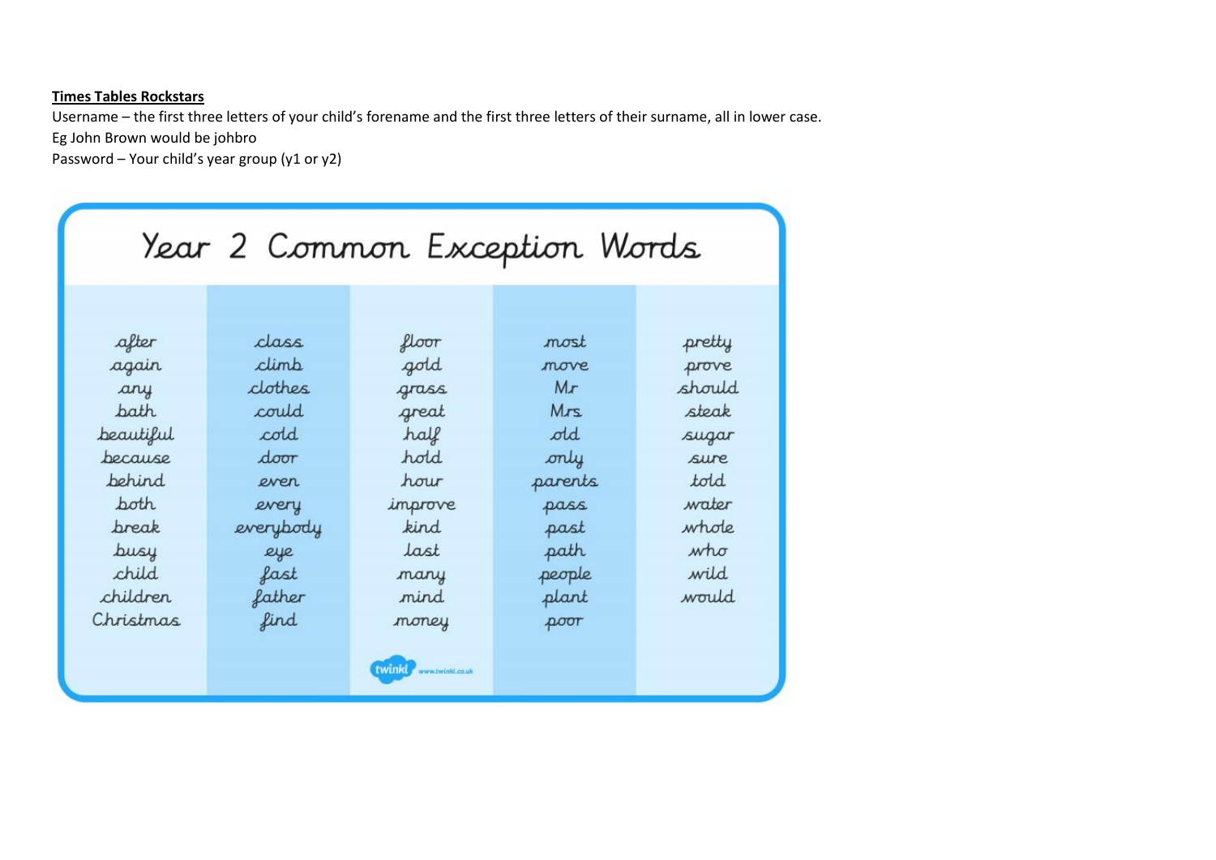**Times Tables Rockstars**

Username – the first three letters of your child's forename and the first three letters of their surname, all in lower case.

Eg John Brown would be johbro

Password – Your child's year group (y1 or y2)

# Year 2 Common Exception Words

| | | | | |
|---|---|---|---|---|
| after | class | floor | most | pretty |
| again | climb | gold | move | prove |
| any | clothes | grass | Mr | should |
| bath | could | great | Mrs | steak |
| beautiful | cold | half | old | sugar |
| because | door | hold | only | sure |
| behind | even | hour | parents | told |
| both | every | improve | pass | water |
| break | everybody | kind | past | whole |
| busy | eye | last | path | who |
| child | fast | many | people | wild |
| children | father | mind | plant | would |
| Christmas | find | money | poor | |

twinkl www.twinkl.co.uk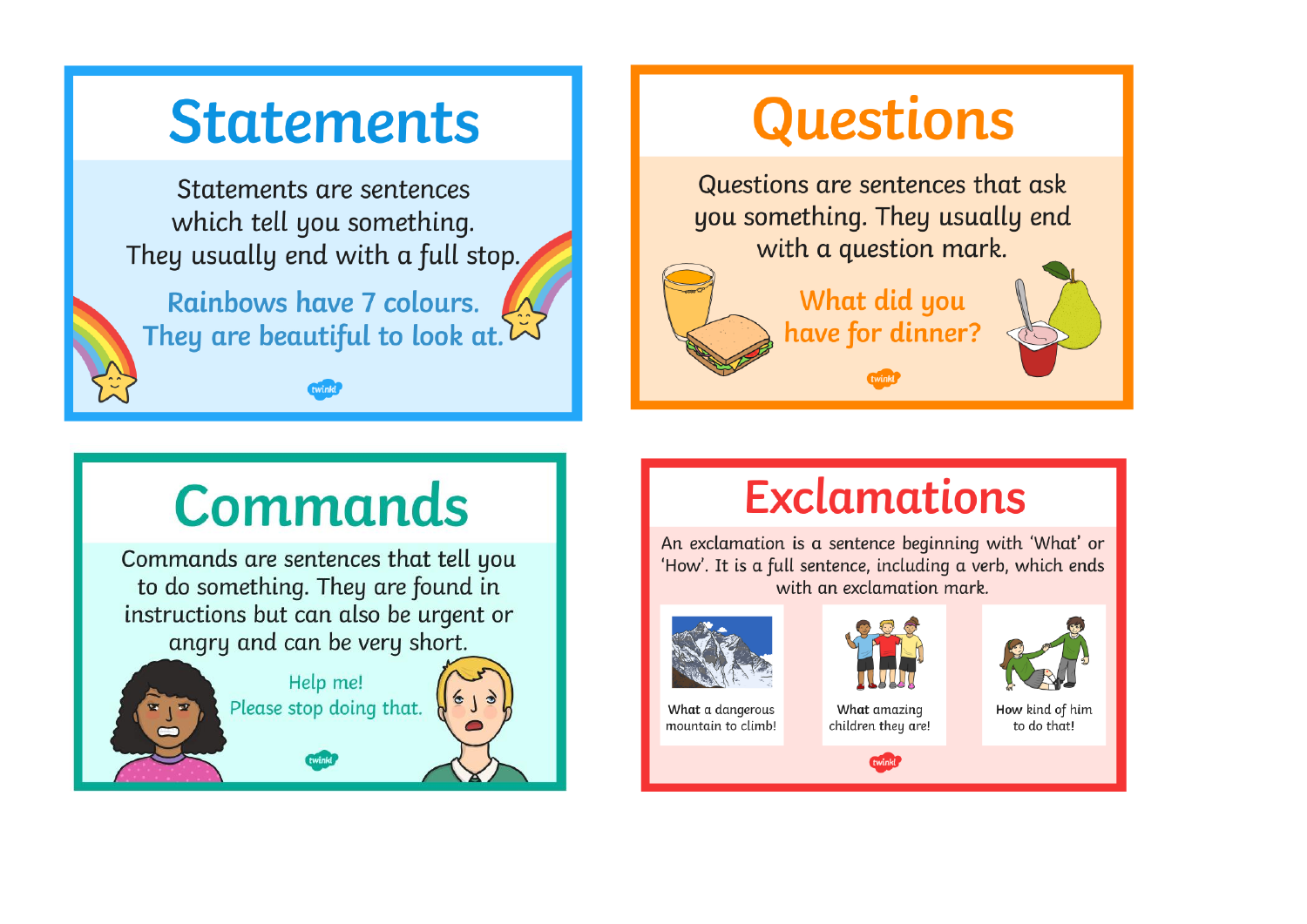# Statements

Statements are sentences which tell you something. They usually end with a full stop.

Rainbows have 7 colours. They are beautiful to look at.

# Questions

Questions are sentences that ask you something. They usually end with a question mark.

What did you have for dinner?

# Commands

Commands are sentences that tell you to do something. They are found in instructions but can also be urgent or angry and can be very short.

Help me!
Please stop doing that.

# Exclamations

An exclamation is a sentence beginning with 'What' or 'How'. It is a full sentence, including a verb, which ends with an exclamation mark.

**What** a dangerous mountain to climb!

**What** amazing children they are!

**How** kind of him to do that!